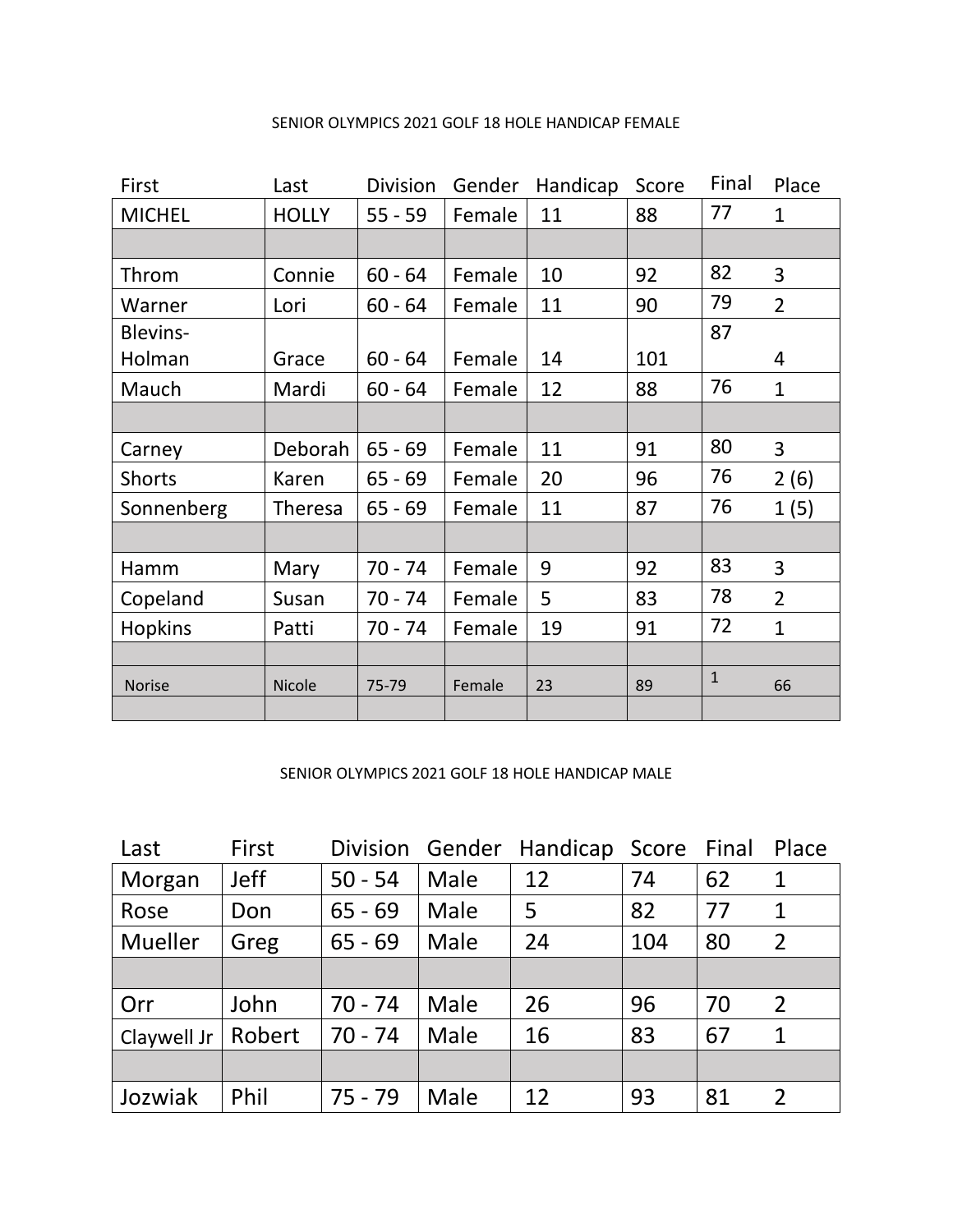SENIOR OLYMPICS 2021 GOLF 18 HOLE HANDICAP FEMALE

| First | Last | Division | Gender | Handicap | Score | Final | Place |
|---|---|---|---|---|---|---|---|
| MICHEL | HOLLY | 55 - 59 | Female | 11 | 88 | 77 | 1 |
| | | | | | | | |
| Throm | Connie | 60 - 64 | Female | 10 | 92 | 82 | 3 |
| Warner | Lori | 60 - 64 | Female | 11 | 90 | 79 | 2 |
| Blevins-Holman | Grace | 60 - 64 | Female | 14 | 101 | 87 | 4 |
| Mauch | Mardi | 60 - 64 | Female | 12 | 88 | 76 | 1 |
| | | | | | | | |
| Carney | Deborah | 65 - 69 | Female | 11 | 91 | 80 | 3 |
| Shorts | Karen | 65 - 69 | Female | 20 | 96 | 76 | 2 (6) |
| Sonnenberg | Theresa | 65 - 69 | Female | 11 | 87 | 76 | 1 (5) |
| | | | | | | | |
| Hamm | Mary | 70 - 74 | Female | 9 | 92 | 83 | 3 |
| Copeland | Susan | 70 - 74 | Female | 5 | 83 | 78 | 2 |
| Hopkins | Patti | 70 - 74 | Female | 19 | 91 | 72 | 1 |
| | | | | | | | |
| Norise | Nicole | 75-79 | Female | 23 | 89 | 1 | 66 |
| | | | | | | | |

SENIOR OLYMPICS 2021 GOLF 18 HOLE HANDICAP MALE

| Last | First | Division | Gender | Handicap | Score | Final | Place |
|---|---|---|---|---|---|---|---|
| Morgan | Jeff | 50 - 54 | Male | 12 | 74 | 62 | 1 |
| Rose | Don | 65 - 69 | Male | 5 | 82 | 77 | 1 |
| Mueller | Greg | 65 - 69 | Male | 24 | 104 | 80 | 2 |
| | | | | | | | |
| Orr | John | 70 - 74 | Male | 26 | 96 | 70 | 2 |
| Claywell Jr | Robert | 70 - 74 | Male | 16 | 83 | 67 | 1 |
| | | | | | | | |
| Jozwiak | Phil | 75 - 79 | Male | 12 | 93 | 81 | 2 |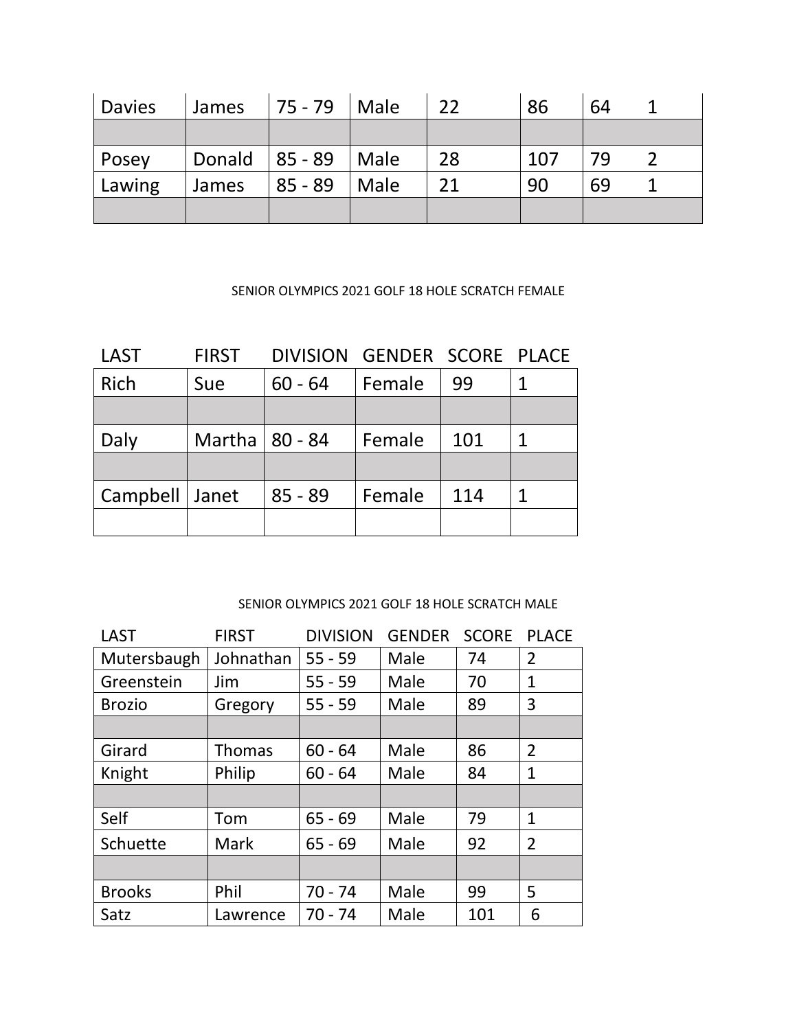| | | | | | | | |
|---|---|---|---|---|---|---|---|
| Davies | James | 75 - 79 | Male | 22 | 86 | 64 | 1 |
| | | | | | | | |
| Posey | Donald | 85 - 89 | Male | 28 | 107 | 79 | 2 |
| Lawing | James | 85 - 89 | Male | 21 | 90 | 69 | 1 |
| | | | | | | | |

SENIOR OLYMPICS 2021 GOLF 18 HOLE SCRATCH FEMALE

| LAST | FIRST | DIVISION | GENDER | SCORE | PLACE |
|---|---|---|---|---|---|
| Rich | Sue | 60 - 64 | Female | 99 | 1 |
| | | | | | |
| Daly | Martha | 80 - 84 | Female | 101 | 1 |
| | | | | | |
| Campbell | Janet | 85 - 89 | Female | 114 | 1 |
| | | | | | |

SENIOR OLYMPICS 2021 GOLF 18 HOLE SCRATCH MALE

| LAST | FIRST | DIVISION | GENDER | SCORE | PLACE |
|---|---|---|---|---|---|
| Mutersbaugh | Johnathan | 55 - 59 | Male | 74 | 2 |
| Greenstein | Jim | 55 - 59 | Male | 70 | 1 |
| Brozio | Gregory | 55 - 59 | Male | 89 | 3 |
| | | | | | |
| Girard | Thomas | 60 - 64 | Male | 86 | 2 |
| Knight | Philip | 60 - 64 | Male | 84 | 1 |
| | | | | | |
| Self | Tom | 65 - 69 | Male | 79 | 1 |
| Schuette | Mark | 65 - 69 | Male | 92 | 2 |
| | | | | | |
| Brooks | Phil | 70 - 74 | Male | 99 | 5 |
| Satz | Lawrence | 70 - 74 | Male | 101 | 6 |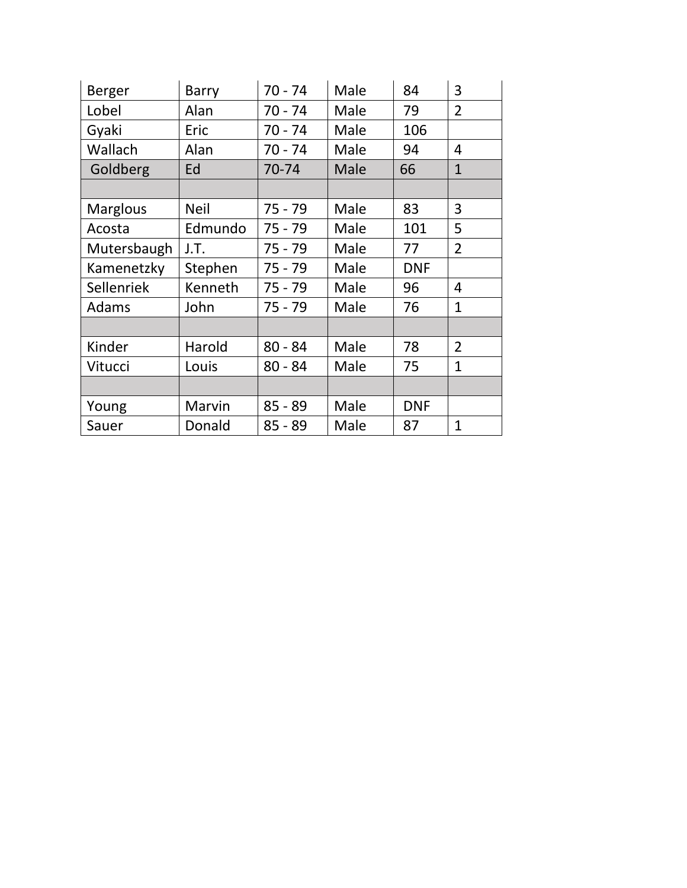| | | | | | |
|---|---|---|---|---|---|
| Berger | Barry | 70 - 74 | Male | 84 | 3 |
| Lobel | Alan | 70 - 74 | Male | 79 | 2 |
| Gyaki | Eric | 70 - 74 | Male | 106 | |
| Wallach | Alan | 70 - 74 | Male | 94 | 4 |
| Goldberg | Ed | 70-74 | Male | 66 | 1 |
| | | | | | |
| Marglous | Neil | 75 - 79 | Male | 83 | 3 |
| Acosta | Edmundo | 75 - 79 | Male | 101 | 5 |
| Mutersbaugh | J.T. | 75 - 79 | Male | 77 | 2 |
| Kamenetzky | Stephen | 75 - 79 | Male | DNF | |
| Sellenriek | Kenneth | 75 - 79 | Male | 96 | 4 |
| Adams | John | 75 - 79 | Male | 76 | 1 |
| | | | | | |
| Kinder | Harold | 80 - 84 | Male | 78 | 2 |
| Vitucci | Louis | 80 - 84 | Male | 75 | 1 |
| | | | | | |
| Young | Marvin | 85 - 89 | Male | DNF | |
| Sauer | Donald | 85 - 89 | Male | 87 | 1 |